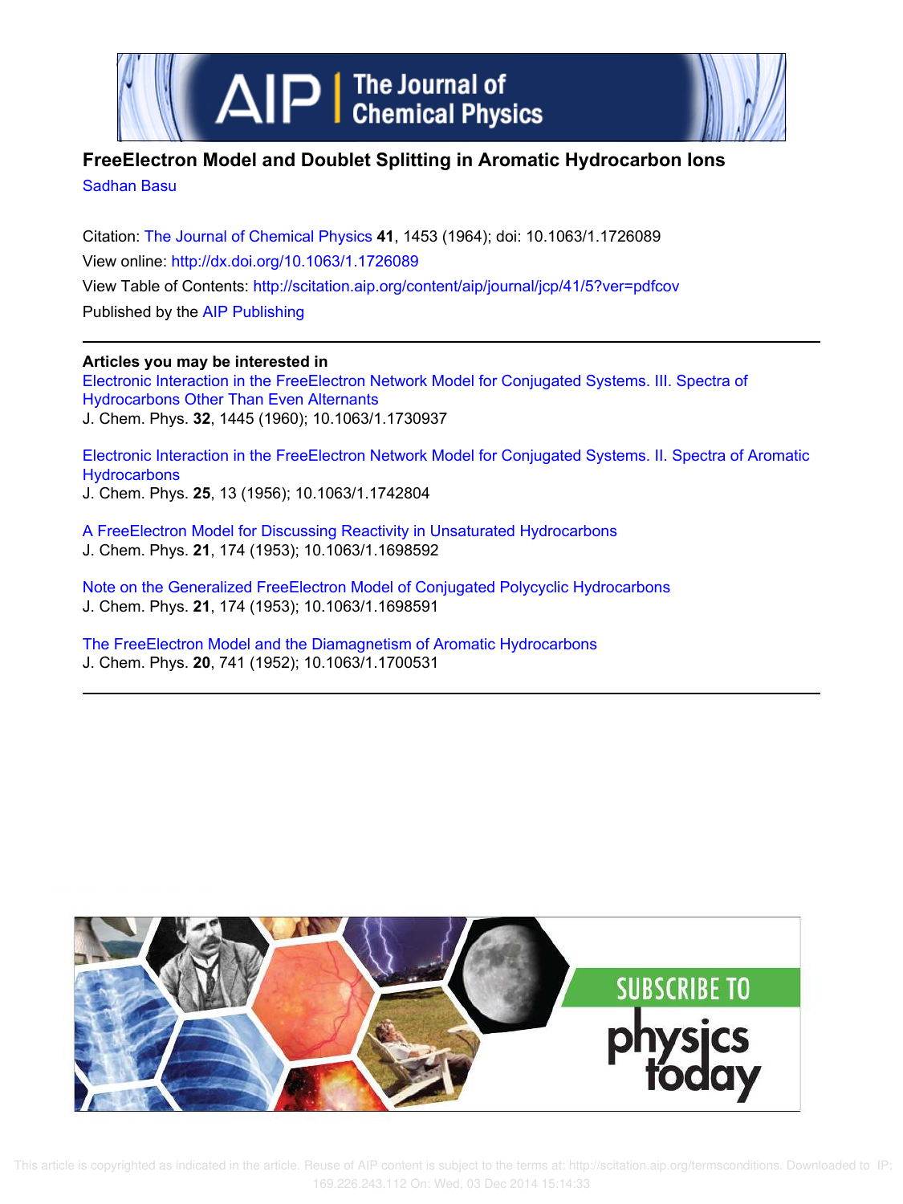# FreeElectron Model and Doublet Splitting in Aromatic Hydrocarbon Ions

Sadhan Basu

Citation: The Journal of Chemical Physics **41**, 1453 (1964); doi: 10.1063/1.1726089

View online: http://dx.doi.org/10.1063/1.1726089

View Table of Contents: http://scitation.aip.org/content/aip/journal/jcp/41/5?ver=pdfcov

Published by the AIP Publishing

**Articles you may be interested in**

Electronic Interaction in the FreeElectron Network Model for Conjugated Systems. III. Spectra of Hydrocarbons Other Than Even Alternants
J. Chem. Phys. **32**, 1445 (1960); 10.1063/1.1730937

Electronic Interaction in the FreeElectron Network Model for Conjugated Systems. II. Spectra of Aromatic Hydrocarbons
J. Chem. Phys. **25**, 13 (1956); 10.1063/1.1742804

A FreeElectron Model for Discussing Reactivity in Unsaturated Hydrocarbons
J. Chem. Phys. **21**, 174 (1953); 10.1063/1.1698592

Note on the Generalized FreeElectron Model of Conjugated Polycyclic Hydrocarbons
J. Chem. Phys. **21**, 174 (1953); 10.1063/1.1698591

The FreeElectron Model and the Diamagnetism of Aromatic Hydrocarbons
J. Chem. Phys. **20**, 741 (1952); 10.1063/1.1700531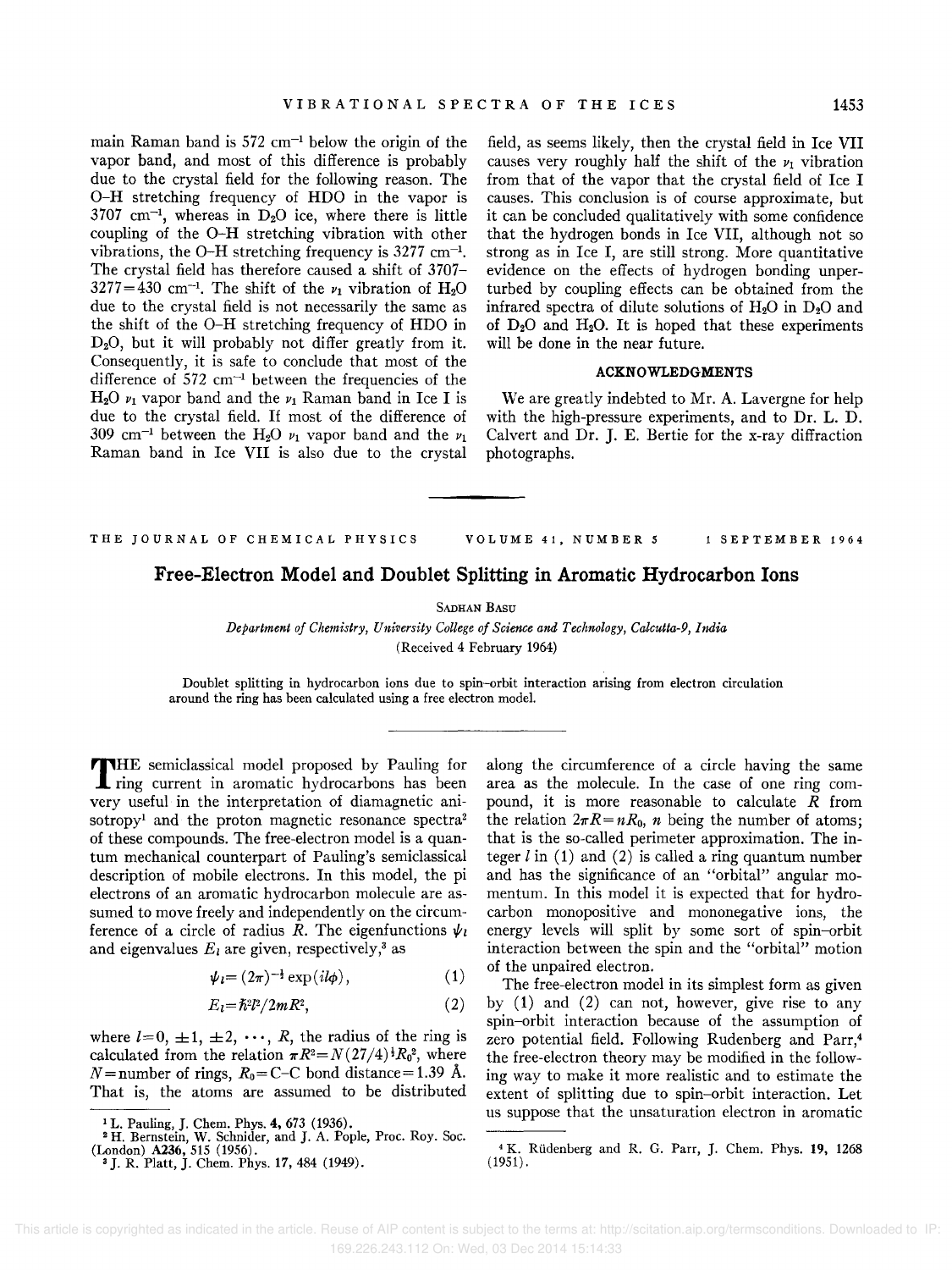main Raman band is 572 $cm^{-1}$ below the origin of the vapor band, and most of this difference is probably due to the crystal field for the following reason. The O–H stretching frequency of HDO in the vapor is 3707 $cm^{-1}$, whereas in $D_2O$ ice, where there is little coupling of the O–H stretching vibration with other vibrations, the O–H stretching frequency is 3277 $cm^{-1}$. The crystal field has therefore caused a shift of 3707–3277=430 $cm^{-1}$. The shift of the $\nu_1$ vibration of $H_2O$ due to the crystal field is not necessarily the same as the shift of the O–H stretching frequency of HDO in $D_2O$, but it will probably not differ greatly from it. Consequently, it is safe to conclude that most of the difference of 572 $cm^{-1}$ between the frequencies of the $H_2O$ $\nu_1$ vapor band and the $\nu_1$ Raman band in Ice I is due to the crystal field. If most of the difference of 309 $cm^{-1}$ between the $H_2O$ $\nu_1$ vapor band and the $\nu_1$ Raman band in Ice VII is also due to the crystal field, as seems likely, then the crystal field in Ice VII causes very roughly half the shift of the $\nu_1$ vibration from that of the vapor that the crystal field of Ice I causes. This conclusion is of course approximate, but it can be concluded qualitatively with some confidence that the hydrogen bonds in Ice VII, although not so strong as in Ice I, are still strong. More quantitative evidence on the effects of hydrogen bonding unperturbed by coupling effects can be obtained from the infrared spectra of dilute solutions of $H_2O$ in $D_2O$ and of $D_2O$ and $H_2O$. It is hoped that these experiments will be done in the near future.

## ACKNOWLEDGMENTS

We are greatly indebted to Mr. A. Lavergne for help with the high-pressure experiments, and to Dr. L. D. Calvert and Dr. J. E. Bertie for the x-ray diffraction photographs.

---

THE JOURNAL OF CHEMICAL PHYSICS VOLUME 41, NUMBER 5 1 SEPTEMBER 1964

# Free-Electron Model and Doublet Splitting in Aromatic Hydrocarbon Ions

SADHAN BASU

*Department of Chemistry, University College of Science and Technology, Calcutta-9, India*

(Received 4 February 1964)

Doublet splitting in hydrocarbon ions due to spin–orbit interaction arising from electron circulation around the ring has been calculated using a free electron model.

---

The semiclassical model proposed by Pauling for ring current in aromatic hydrocarbons has been very useful in the interpretation of diamagnetic anisotropy[1] and the proton magnetic resonance spectra[2] of these compounds. The free-electron model is a quantum mechanical counterpart of Pauling's semiclassical description of mobile electrons. In this model, the pi electrons of an aromatic hydrocarbon molecule are assumed to move freely and independently on the circumference of a circle of radius $R$. The eigenfunctions $\psi_l$ and eigenvalues $E_l$ are given, respectively,[3] as

$$\psi_l = (2\pi)^{-\frac{1}{2}} \exp(il\phi), \tag{1}$$

$$E_l = \hbar^2 l^2 / 2mR^2, \tag{2}$$

where $l=0, \pm 1, \pm 2, \cdots$, $R$, the radius of the ring is calculated from the relation $\pi R^2 = N(27/4)^{\frac{1}{2}} R_0^2$, where $N$ = number of rings, $R_0$ = C–C bond distance = 1.39 Å. That is, the atoms are assumed to be distributed along the circumference of a circle having the same area as the molecule. In the case of one ring compound, it is more reasonable to calculate $R$ from the relation $2\pi R = nR_0$, $n$ being the number of atoms; that is the so-called perimeter approximation. The integer $l$ in (1) and (2) is called a ring quantum number and has the significance of an "orbital" angular momentum. In this model it is expected that for hydrocarbon monopositive and mononegative ions, the energy levels will split by some sort of spin–orbit interaction between the spin and the "orbital" motion of the unpaired electron.

The free-electron model in its simplest form as given by (1) and (2) can not, however, give rise to any spin–orbit interaction because of the assumption of zero potential field. Following Rudenberg and Parr,[4] the free-electron theory may be modified in the following way to make it more realistic and to estimate the extent of splitting due to spin–orbit interaction. Let us suppose that the unsaturation electron in aromatic

[1] L. Pauling, J. Chem. Phys. 4, 673 (1936).

[2] H. Bernstein, W. Schnider, and J. A. Pople, Proc. Roy. Soc. (London) A236, 515 (1956).

[3] J. R. Platt, J. Chem. Phys. 17, 484 (1949).

[4] K. Rüdenberg and R. G. Parr, J. Chem. Phys. 19, 1268 (1951).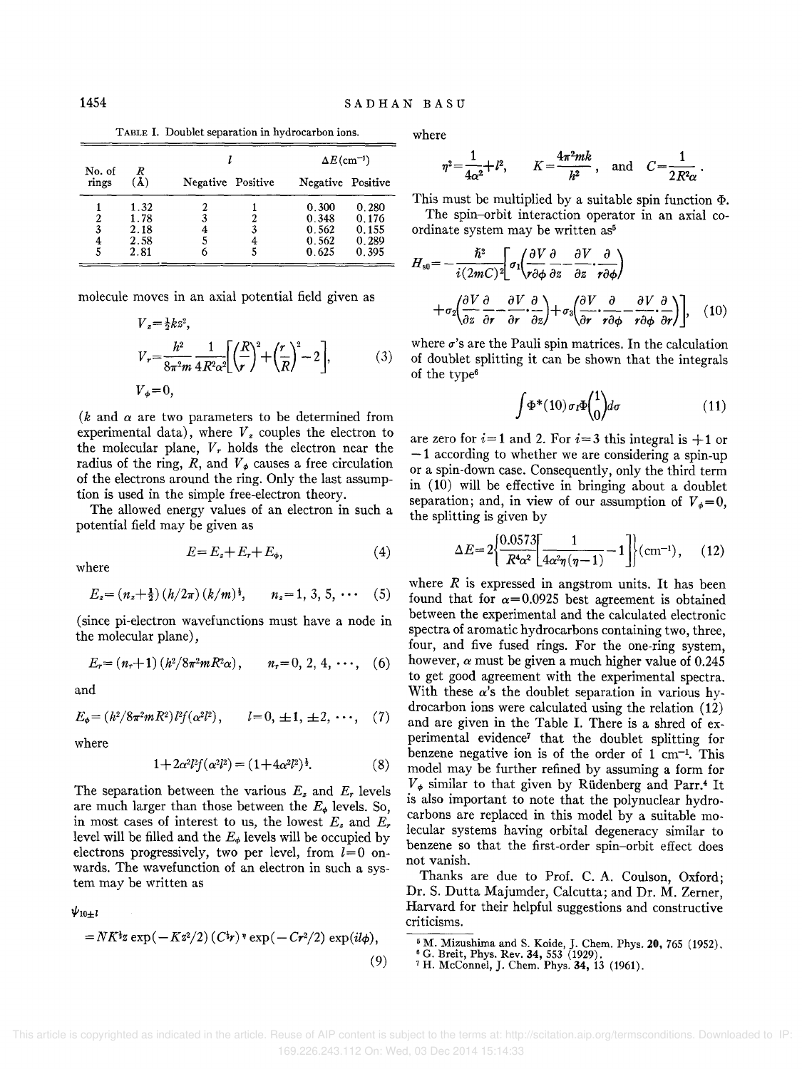TABLE I. Doublet separation in hydrocarbon ions.

| No. of rings | $R$ (Å) | $l$ Negative | $l$ Positive | $\Delta E$(cm$^{-1}$) Negative | $\Delta E$(cm$^{-1}$) Positive |
|---|---|---|---|---|---|
| 1 | 1.32 | 2 | 1 | 0.300 | 0.280 |
| 2 | 1.78 | 3 | 2 | 0.348 | 0.176 |
| 3 | 2.18 | 4 | 3 | 0.562 | 0.155 |
| 4 | 2.58 | 5 | 4 | 0.562 | 0.289 |
| 5 | 2.81 | 6 | 5 | 0.625 | 0.395 |

molecule moves in an axial potential field given as

$$V_z = \tfrac{1}{2}kz^2,$$
$$V_r = \frac{h^2}{8\pi^2 m}\frac{1}{4R^2\alpha^2}\left[\left(\frac{R}{r}\right)^2 + \left(\frac{r}{R}\right)^2 - 2\right], \quad (3)$$
$$V_\phi = 0,$$

($k$ and $\alpha$ are two parameters to be determined from experimental data), where $V_z$ couples the electron to the molecular plane, $V_r$ holds the electron near the radius of the ring, $R$, and $V_\phi$ causes a free circulation of the electrons around the ring. Only the last assumption is used in the simple free-electron theory.

The allowed energy values of an electron in such a potential field may be given as

$$E = E_z + E_r + E_\phi, \quad (4)$$

where

$$E_z = (n_z + \tfrac{1}{2})(h/2\pi)(k/m)^{\frac{1}{2}}, \qquad n_z = 1, 3, 5, \cdots \quad (5)$$

(since pi-electron wavefunctions must have a node in the molecular plane),

$$E_r = (n_r + 1)(h^2/8\pi^2 mR^2\alpha), \qquad n_r = 0, 2, 4, \cdots, \quad (6)$$

and

$$E_\phi = (h^2/8\pi^2 mR^2)l^2 f(\alpha^2 l^2), \qquad l = 0, \pm 1, \pm 2, \cdots, \quad (7)$$

where

$$1 + 2\alpha^2 l^2 f(\alpha^2 l^2) = (1 + 4\alpha^2 l^2)^{\frac{1}{2}}. \quad (8)$$

The separation between the various $E_z$ and $E_r$ levels are much larger than those between the $E_\phi$ levels. So, in most cases of interest to us, the lowest $E_z$ and $E_r$ level will be filled and the $E_\phi$ levels will be occupied by electrons progressively, two per level, from $l=0$ onwards. The wavefunction of an electron in such a system may be written as

$$\psi_{10\pm l} = NK^{\frac{1}{2}} z \exp(-Kz^2/2)(C^{\frac{1}{2}} r)^\eta \exp(-Cr^2/2)\exp(il\phi), \quad (9)$$

where

$$\eta^2 = \frac{1}{4\alpha^2} + l^2, \qquad K = \frac{4\pi^2 mk}{h^2}, \quad \text{and} \quad C = \frac{1}{2R^2\alpha}.$$

This must be multiplied by a suitable spin function $\Phi$.

The spin–orbit interaction operator in an axial coordinate system may be written as[5]

$$H_{so} = -\frac{\hbar^2}{i(2mC)^2}\left[\sigma_1\left(\frac{\partial V}{r\partial\phi}\frac{\partial}{\partial z} - \frac{\partial V}{\partial z}\cdot\frac{\partial}{r\partial\phi}\right) + \sigma_2\left(\frac{\partial V}{\partial z}\frac{\partial}{\partial r} - \frac{\partial V}{\partial r}\cdot\frac{\partial}{\partial z}\right) + \sigma_3\left(\frac{\partial V}{\partial r}\cdot\frac{\partial}{r\partial\phi} - \frac{\partial V}{r\partial\phi}\cdot\frac{\partial}{\partial r}\right)\right], \quad (10)$$

where $\sigma$'s are the Pauli spin matrices. In the calculation of doublet splitting it can be shown that the integrals of the type[6]

$$\int \Phi^*(10)\sigma_i \Phi\binom{1}{0} d\sigma \quad (11)$$

are zero for $i=1$ and 2. For $i=3$ this integral is $+1$ or $-1$ according to whether we are considering a spin-up or a spin-down case. Consequently, only the third term in (10) will be effective in bringing about a doublet separation; and, in view of our assumption of $V_\phi = 0$, the splitting is given by

$$\Delta E = 2\left\{\frac{0.0573}{R^4\alpha^2}\left[\frac{1}{4\alpha^2\eta(\eta-1)} - 1\right]\right\}(\text{cm}^{-1}), \quad (12)$$

where $R$ is expressed in angstrom units. It has been found that for $\alpha = 0.0925$ best agreement is obtained between the experimental and the calculated electronic spectra of aromatic hydrocarbons containing two, three, four, and five fused rings. For the one-ring system, however, $\alpha$ must be given a much higher value of 0.245 to get good agreement with the experimental spectra. With these $\alpha$'s the doublet separation in various hydrocarbon ions were calculated using the relation (12) and are given in the Table I. There is a shred of experimental evidence[7] that the doublet splitting for benzene negative ion is of the order of 1 cm$^{-1}$. This model may be further refined by assuming a form for $V_\phi$ similar to that given by Rüdenberg and Parr.[4] It is also important to note that the polynuclear hydrocarbons are replaced in this model by a suitable molecular systems having orbital degeneracy similar to benzene so that the first-order spin–orbit effect does not vanish.

Thanks are due to Prof. C. A. Coulson, Oxford; Dr. S. Dutta Majumder, Calcutta; and Dr. M. Zerner, Harvard for their helpful suggestions and constructive criticisms.

[5] M. Mizushima and S. Koide, J. Chem. Phys. **20**, 765 (1952).
[6] G. Breit, Phys. Rev. **34**, 553 (1929).
[7] H. McConnel, J. Chem. Phys. **34**, 13 (1961).